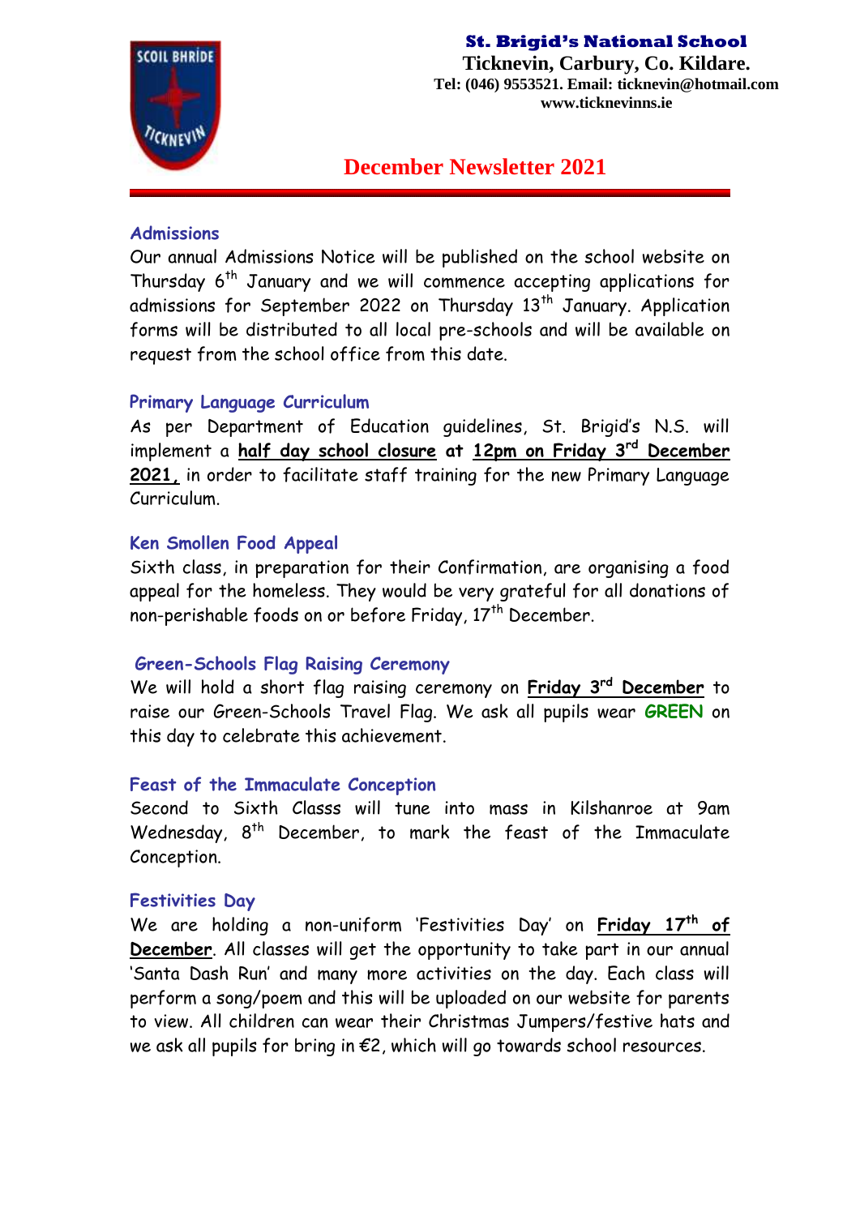**St. Brigid's National School**
**Ticknevin, Carbury, Co. Kildare.**
**Tel: (046) 9553521. Email: ticknevin@hotmail.com**
**www.ticknevinns.ie**

# December Newsletter 2021

## Admissions

Our annual Admissions Notice will be published on the school website on Thursday 6th January and we will commence accepting applications for admissions for September 2022 on Thursday 13th January. Application forms will be distributed to all local pre-schools and will be available on request from the school office from this date.

## Primary Language Curriculum

As per Department of Education guidelines, St. Brigid's N.S. will implement a **half day school closure at 12pm on Friday 3rd December 2021,** in order to facilitate staff training for the new Primary Language Curriculum.

## Ken Smollen Food Appeal

Sixth class, in preparation for their Confirmation, are organising a food appeal for the homeless. They would be very grateful for all donations of non-perishable foods on or before Friday, 17th December.

## Green-Schools Flag Raising Ceremony

We will hold a short flag raising ceremony on **Friday 3rd December** to raise our Green-Schools Travel Flag. We ask all pupils wear **GREEN** on this day to celebrate this achievement.

## Feast of the Immaculate Conception

Second to Sixth Classs will tune into mass in Kilshanroe at 9am Wednesday, 8th December, to mark the feast of the Immaculate Conception.

## Festivities Day

We are holding a non-uniform 'Festivities Day' on **Friday 17th of December**. All classes will get the opportunity to take part in our annual 'Santa Dash Run' and many more activities on the day. Each class will perform a song/poem and this will be uploaded on our website for parents to view. All children can wear their Christmas Jumpers/festive hats and we ask all pupils for bring in €2, which will go towards school resources.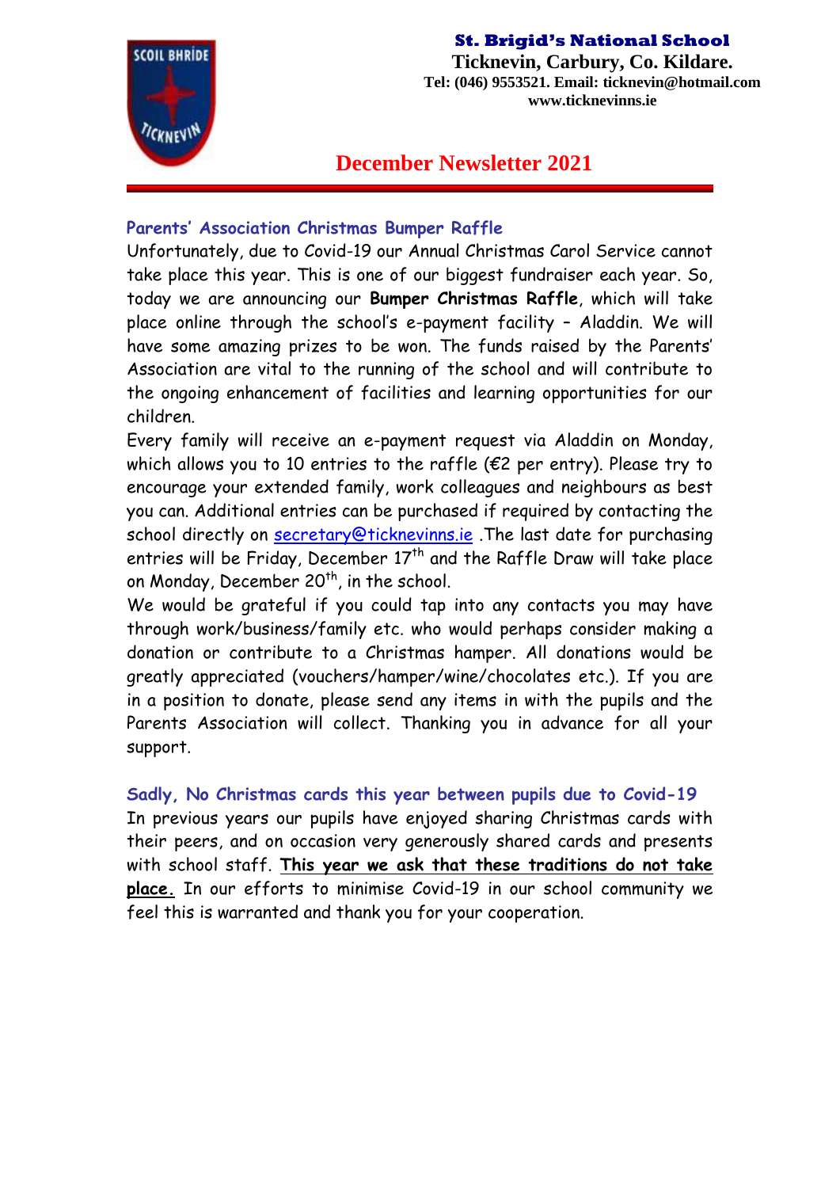**St. Brigid's National School**
**Ticknevin, Carbury, Co. Kildare.**
**Tel: (046) 9553521. Email: ticknevin@hotmail.com**
**www.ticknevinns.ie**

# December Newsletter 2021

## Parents' Association Christmas Bumper Raffle

Unfortunately, due to Covid-19 our Annual Christmas Carol Service cannot take place this year. This is one of our biggest fundraiser each year. So, today we are announcing our **Bumper Christmas Raffle**, which will take place online through the school's e-payment facility – Aladdin. We will have some amazing prizes to be won. The funds raised by the Parents' Association are vital to the running of the school and will contribute to the ongoing enhancement of facilities and learning opportunities for our children.

Every family will receive an e-payment request via Aladdin on Monday, which allows you to 10 entries to the raffle (€2 per entry). Please try to encourage your extended family, work colleagues and neighbours as best you can. Additional entries can be purchased if required by contacting the school directly on secretary@ticknevinns.ie .The last date for purchasing entries will be Friday, December 17th and the Raffle Draw will take place on Monday, December 20th, in the school.

We would be grateful if you could tap into any contacts you may have through work/business/family etc. who would perhaps consider making a donation or contribute to a Christmas hamper. All donations would be greatly appreciated (vouchers/hamper/wine/chocolates etc.). If you are in a position to donate, please send any items in with the pupils and the Parents Association will collect. Thanking you in advance for all your support.

## Sadly, No Christmas cards this year between pupils due to Covid-19

In previous years our pupils have enjoyed sharing Christmas cards with their peers, and on occasion very generously shared cards and presents with school staff. **This year we ask that these traditions do not take place.** In our efforts to minimise Covid-19 in our school community we feel this is warranted and thank you for your cooperation.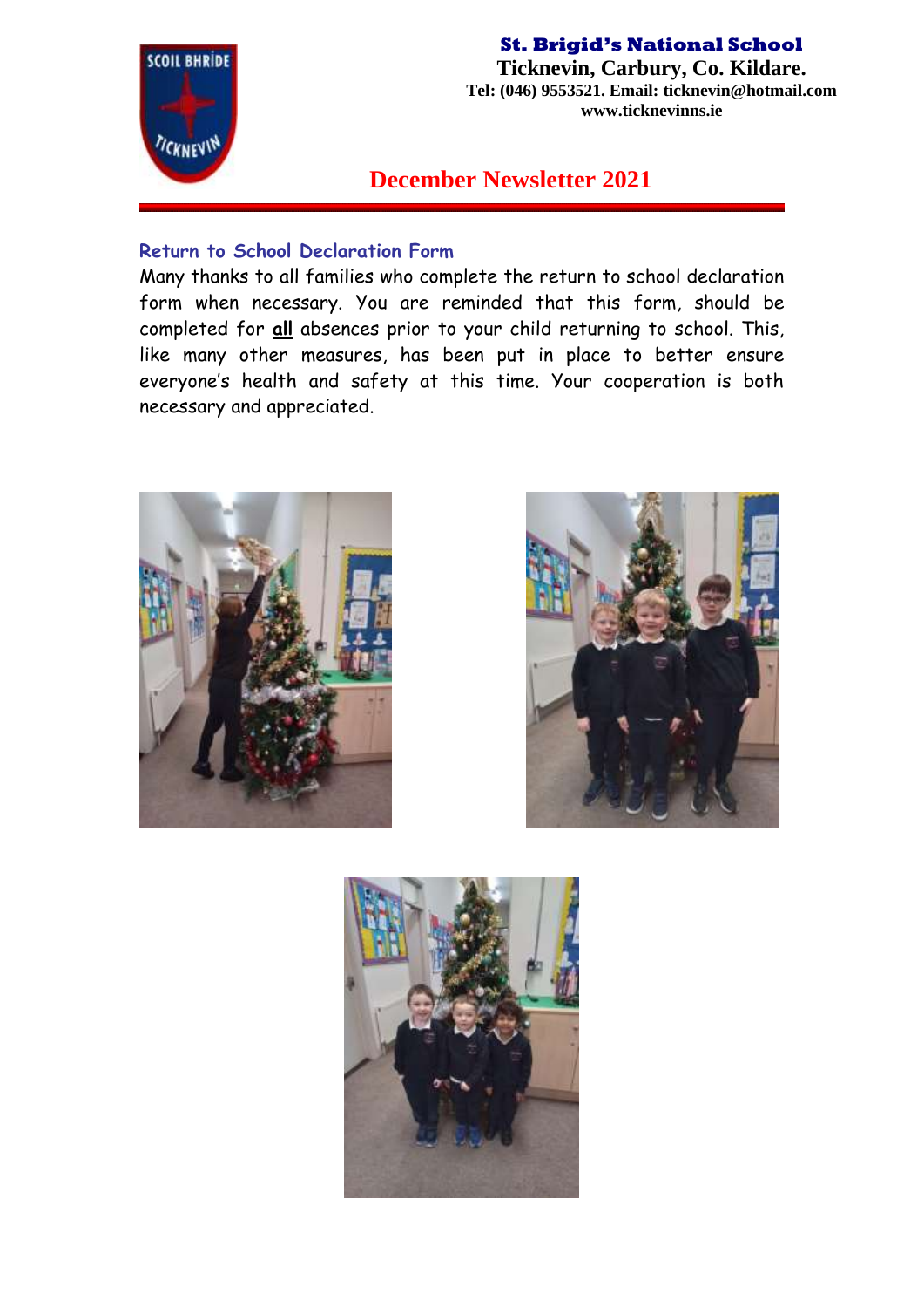St. Brigid's National School

Ticknevin, Carbury, Co. Kildare.

Tel: (046) 9553521. Email: ticknevin@hotmail.com

www.ticknevinns.ie

# December Newsletter 2021

## Return to School Declaration Form

Many thanks to all families who complete the return to school declaration form when necessary. You are reminded that this form, should be completed for **all** absences prior to your child returning to school. This, like many other measures, has been put in place to better ensure everyone's health and safety at this time. Your cooperation is both necessary and appreciated.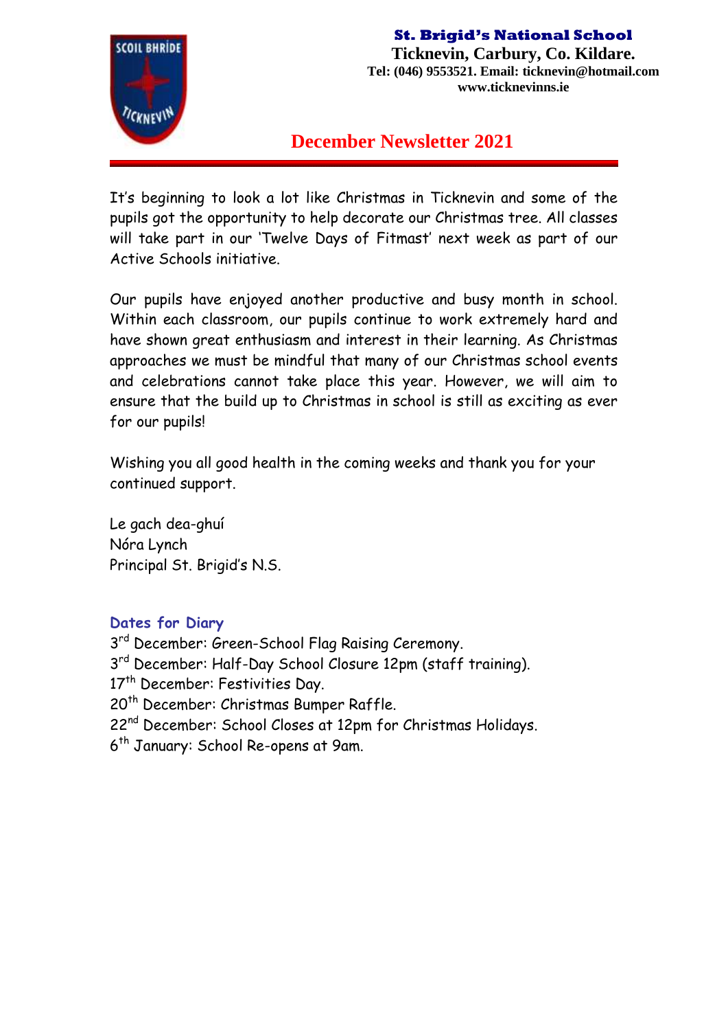**St. Brigid's National School**
**Ticknevin, Carbury, Co. Kildare.**
**Tel: (046) 9553521. Email: ticknevin@hotmail.com**
**www.ticknevinns.ie**

# December Newsletter 2021

It's beginning to look a lot like Christmas in Ticknevin and some of the pupils got the opportunity to help decorate our Christmas tree. All classes will take part in our 'Twelve Days of Fitmast' next week as part of our Active Schools initiative.

Our pupils have enjoyed another productive and busy month in school. Within each classroom, our pupils continue to work extremely hard and have shown great enthusiasm and interest in their learning. As Christmas approaches we must be mindful that many of our Christmas school events and celebrations cannot take place this year. However, we will aim to ensure that the build up to Christmas in school is still as exciting as ever for our pupils!

Wishing you all good health in the coming weeks and thank you for your continued support.

Le gach dea-ghuí
Nóra Lynch
Principal St. Brigid's N.S.

## Dates for Diary

3rd December: Green-School Flag Raising Ceremony.
3rd December: Half-Day School Closure 12pm (staff training).
17th December: Festivities Day.
20th December: Christmas Bumper Raffle.
22nd December: School Closes at 12pm for Christmas Holidays.
6th January: School Re-opens at 9am.